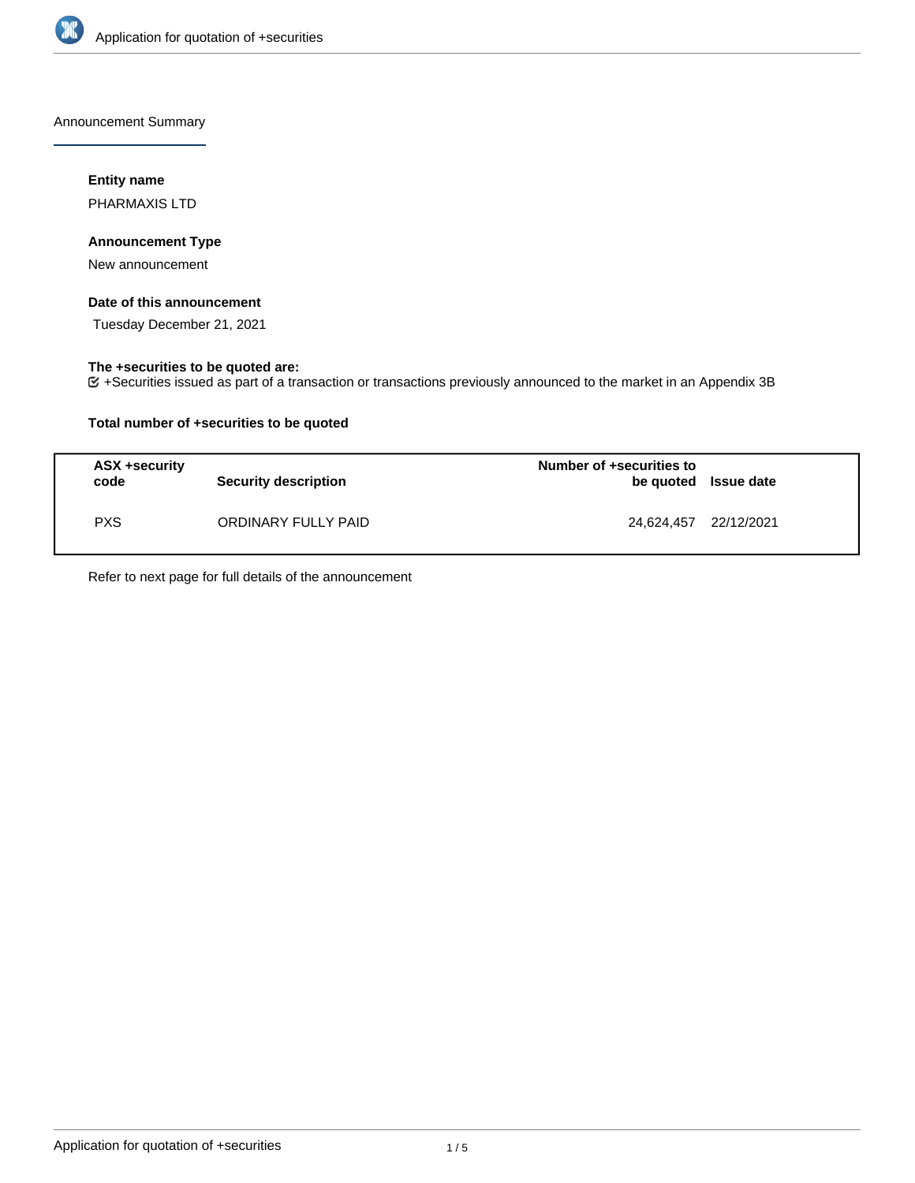Announcement Summary

### Entity name

PHARMAXIS LTD

### Announcement Type

New announcement

### Date of this announcement

Tuesday December 21, 2021

### The +securities to be quoted are:

+Securities issued as part of a transaction or transactions previously announced to the market in an Appendix 3B

### Total number of +securities to be quoted

| ASX +security code | Security description | Number of +securities to be quoted | Issue date |
|---|---|---|---|
| PXS | ORDINARY FULLY PAID | 24,624,457 | 22/12/2021 |

Refer to next page for full details of the announcement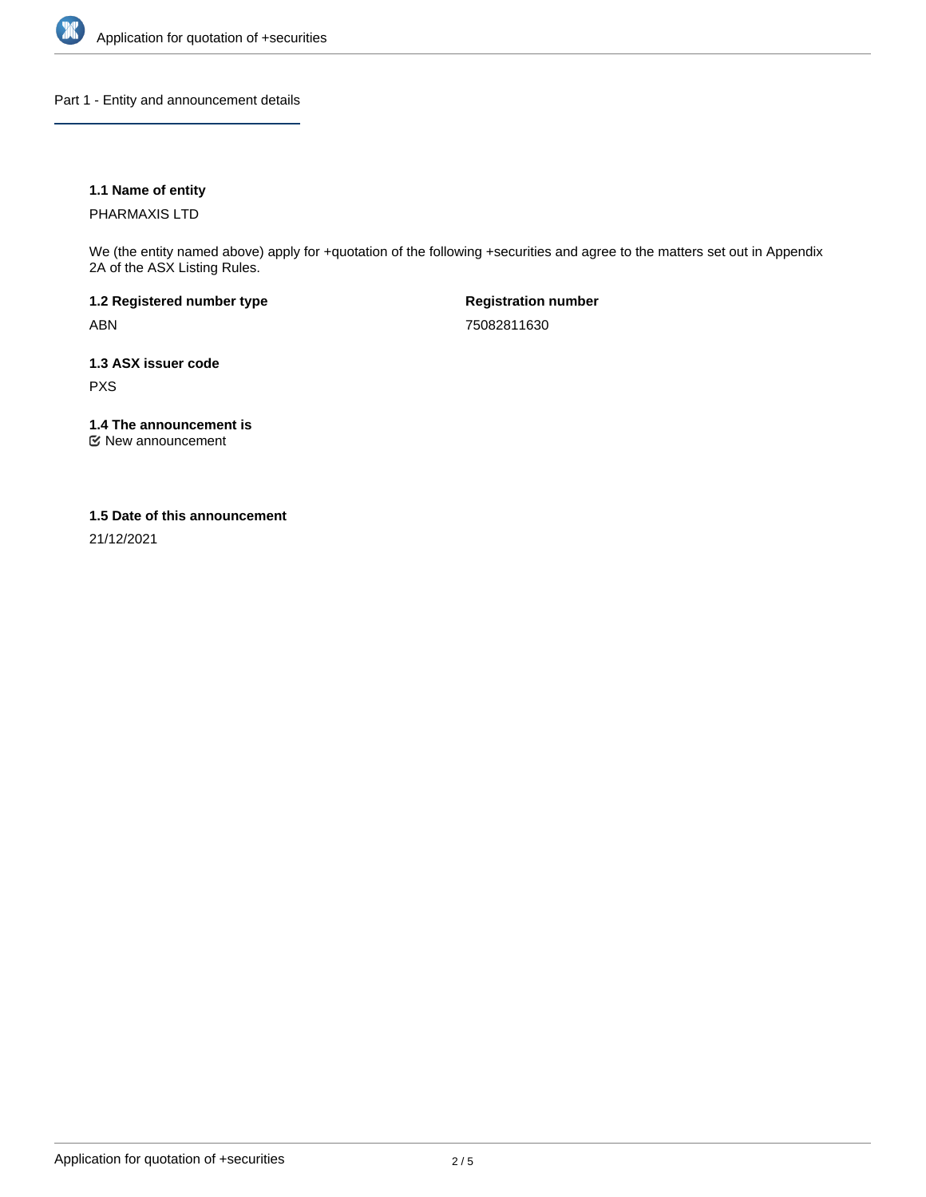## Part 1 - Entity and announcement details

### 1.1 Name of entity

PHARMAXIS LTD

We (the entity named above) apply for +quotation of the following +securities and agree to the matters set out in Appendix 2A of the ASX Listing Rules.

**1.2 Registered number type**

ABN

**Registration number**

75082811630

### 1.3 ASX issuer code

PXS

### 1.4 The announcement is

☑ New announcement

### 1.5 Date of this announcement

21/12/2021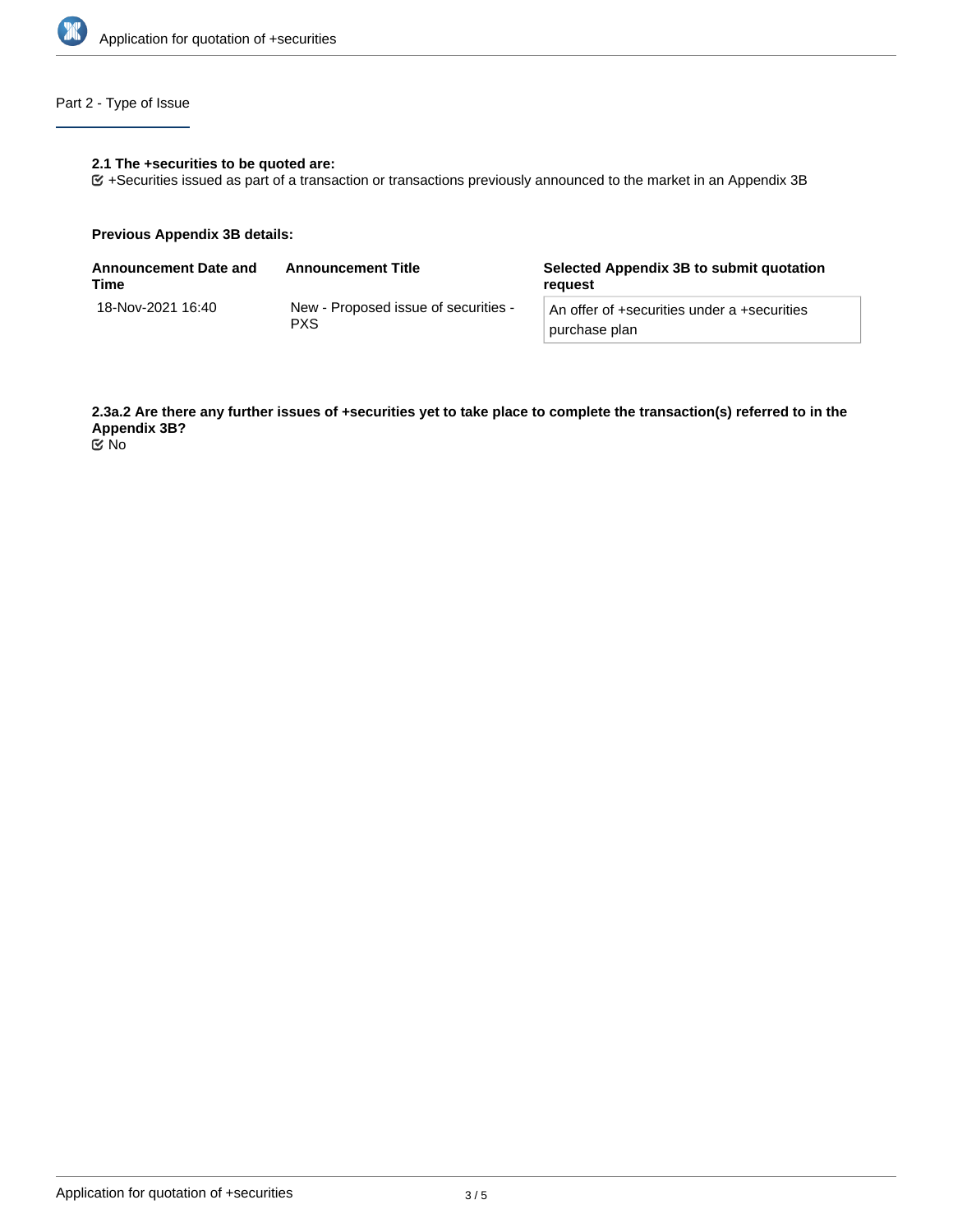## Part 2 - Type of Issue

**2.1 The +securities to be quoted are:**

☑ +Securities issued as part of a transaction or transactions previously announced to the market in an Appendix 3B

**Previous Appendix 3B details:**

| Announcement Date and Time | Announcement Title | Selected Appendix 3B to submit quotation request |
| --- | --- | --- |
| 18-Nov-2021 16:40 | New - Proposed issue of securities - PXS | An offer of +securities under a +securities purchase plan |

**2.3a.2 Are there any further issues of +securities yet to take place to complete the transaction(s) referred to in the Appendix 3B?**

☑ No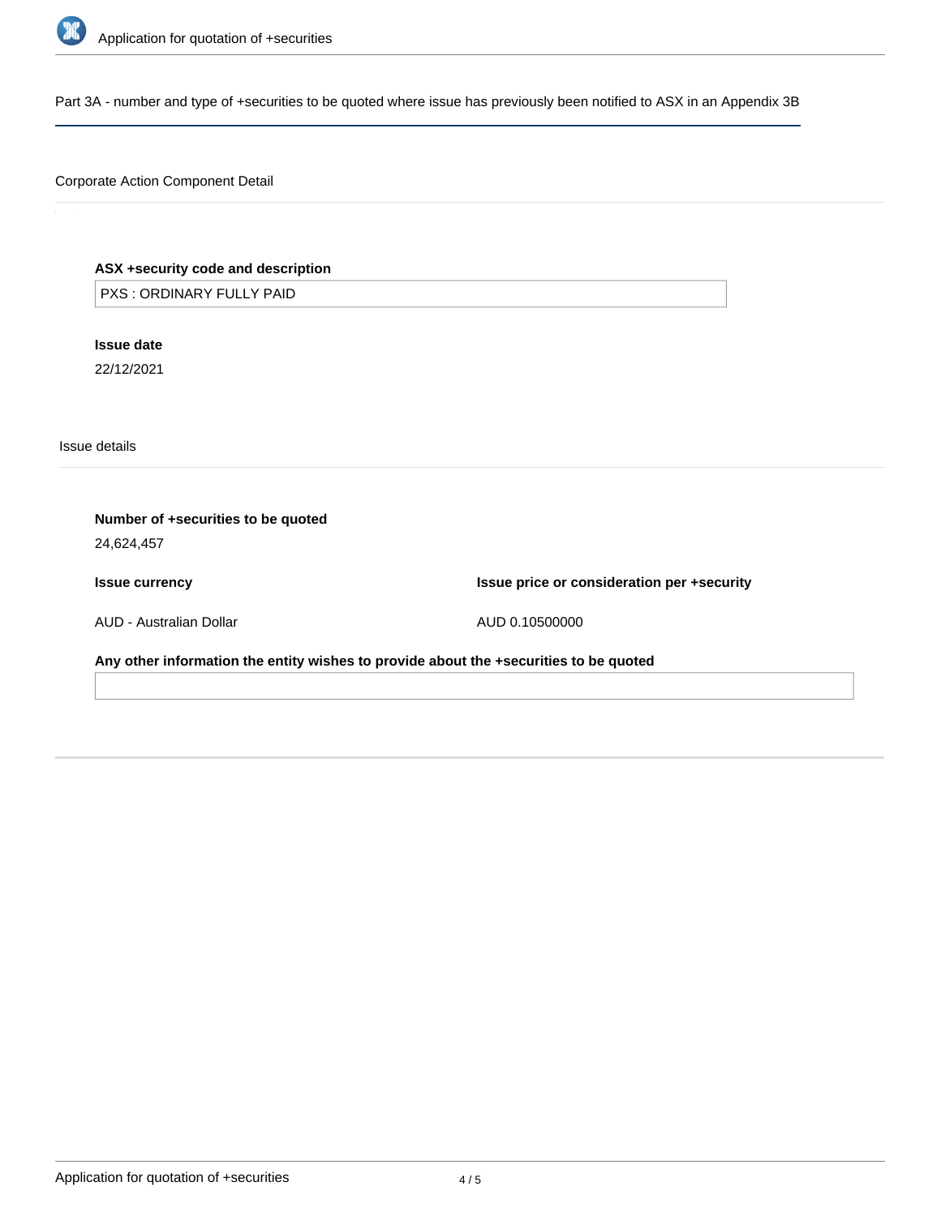## Part 3A - number and type of +securities to be quoted where issue has previously been notified to ASX in an Appendix 3B

### Corporate Action Component Detail

**ASX +security code and description**

PXS : ORDINARY FULLY PAID

**Issue date**

22/12/2021

### Issue details

**Number of +securities to be quoted**

24,624,457

**Issue currency**

AUD - Australian Dollar

**Issue price or consideration per +security**

AUD 0.10500000

**Any other information the entity wishes to provide about the +securities to be quoted**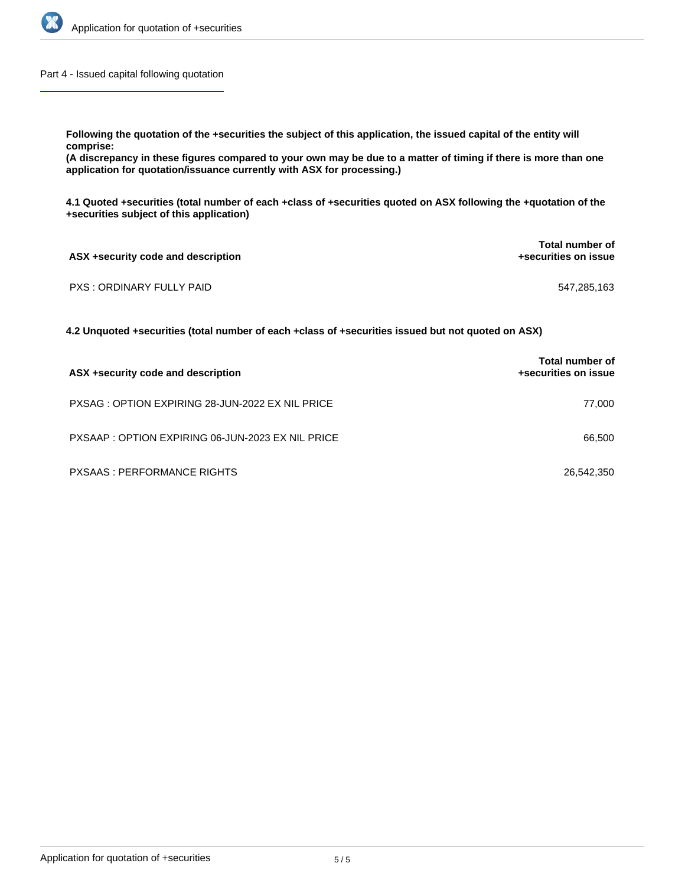## Part 4 - Issued capital following quotation

**Following the quotation of the +securities the subject of this application, the issued capital of the entity will comprise:**
**(A discrepancy in these figures compared to your own may be due to a matter of timing if there is more than one application for quotation/issuance currently with ASX for processing.)**

**4.1 Quoted +securities (total number of each +class of +securities quoted on ASX following the +quotation of the +securities subject of this application)**

| ASX +security code and description | Total number of +securities on issue |
| --- | --- |
| PXS : ORDINARY FULLY PAID | 547,285,163 |

**4.2 Unquoted +securities (total number of each +class of +securities issued but not quoted on ASX)**

| ASX +security code and description | Total number of +securities on issue |
| --- | --- |
| PXSAG : OPTION EXPIRING 28-JUN-2022 EX NIL PRICE | 77,000 |
| PXSAAP : OPTION EXPIRING 06-JUN-2023 EX NIL PRICE | 66,500 |
| PXSAAS : PERFORMANCE RIGHTS | 26,542,350 |